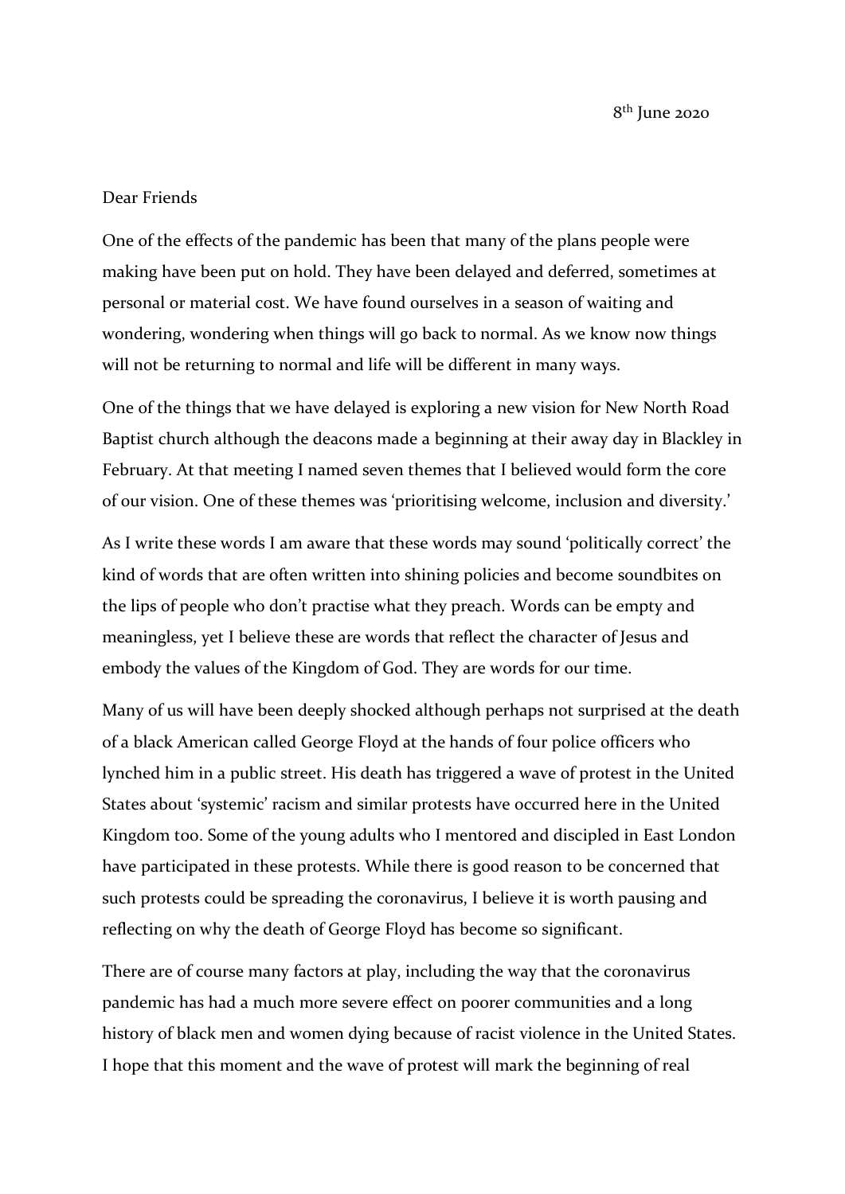8th June 2020

Dear Friends

One of the effects of the pandemic has been that many of the plans people were making have been put on hold. They have been delayed and deferred, sometimes at personal or material cost. We have found ourselves in a season of waiting and wondering, wondering when things will go back to normal. As we know now things will not be returning to normal and life will be different in many ways.

One of the things that we have delayed is exploring a new vision for New North Road Baptist church although the deacons made a beginning at their away day in Blackley in February. At that meeting I named seven themes that I believed would form the core of our vision. One of these themes was 'prioritising welcome, inclusion and diversity.'

As I write these words I am aware that these words may sound 'politically correct' the kind of words that are often written into shining policies and become soundbites on the lips of people who don't practise what they preach. Words can be empty and meaningless, yet I believe these are words that reflect the character of Jesus and embody the values of the Kingdom of God. They are words for our time.

Many of us will have been deeply shocked although perhaps not surprised at the death of a black American called George Floyd at the hands of four police officers who lynched him in a public street. His death has triggered a wave of protest in the United States about 'systemic' racism and similar protests have occurred here in the United Kingdom too. Some of the young adults who I mentored and discipled in East London have participated in these protests. While there is good reason to be concerned that such protests could be spreading the coronavirus, I believe it is worth pausing and reflecting on why the death of George Floyd has become so significant.

There are of course many factors at play, including the way that the coronavirus pandemic has had a much more severe effect on poorer communities and a long history of black men and women dying because of racist violence in the United States. I hope that this moment and the wave of protest will mark the beginning of real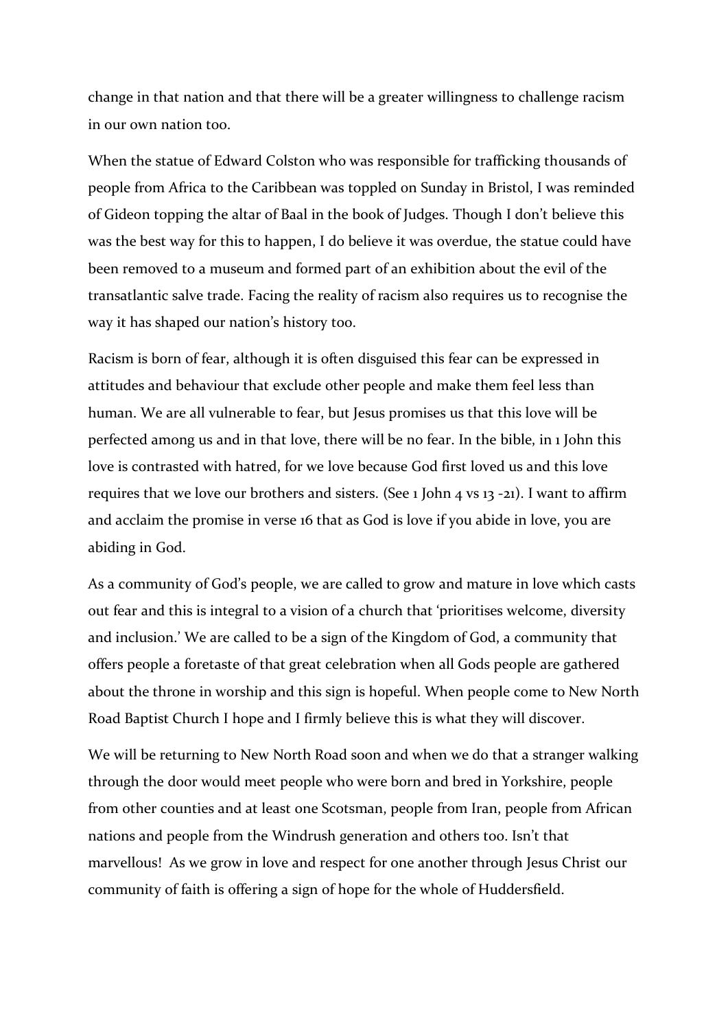change in that nation and that there will be a greater willingness to challenge racism in our own nation too.

When the statue of Edward Colston who was responsible for trafficking thousands of people from Africa to the Caribbean was toppled on Sunday in Bristol, I was reminded of Gideon topping the altar of Baal in the book of Judges. Though I don't believe this was the best way for this to happen, I do believe it was overdue, the statue could have been removed to a museum and formed part of an exhibition about the evil of the transatlantic salve trade. Facing the reality of racism also requires us to recognise the way it has shaped our nation's history too.

Racism is born of fear, although it is often disguised this fear can be expressed in attitudes and behaviour that exclude other people and make them feel less than human. We are all vulnerable to fear, but Jesus promises us that this love will be perfected among us and in that love, there will be no fear. In the bible, in 1 John this love is contrasted with hatred, for we love because God first loved us and this love requires that we love our brothers and sisters. (See 1 John 4 vs 13 -21). I want to affirm and acclaim the promise in verse 16 that as God is love if you abide in love, you are abiding in God.

As a community of God's people, we are called to grow and mature in love which casts out fear and this is integral to a vision of a church that 'prioritises welcome, diversity and inclusion.' We are called to be a sign of the Kingdom of God, a community that offers people a foretaste of that great celebration when all Gods people are gathered about the throne in worship and this sign is hopeful. When people come to New North Road Baptist Church I hope and I firmly believe this is what they will discover.

We will be returning to New North Road soon and when we do that a stranger walking through the door would meet people who were born and bred in Yorkshire, people from other counties and at least one Scotsman, people from Iran, people from African nations and people from the Windrush generation and others too. Isn't that marvellous! As we grow in love and respect for one another through Jesus Christ our community of faith is offering a sign of hope for the whole of Huddersfield.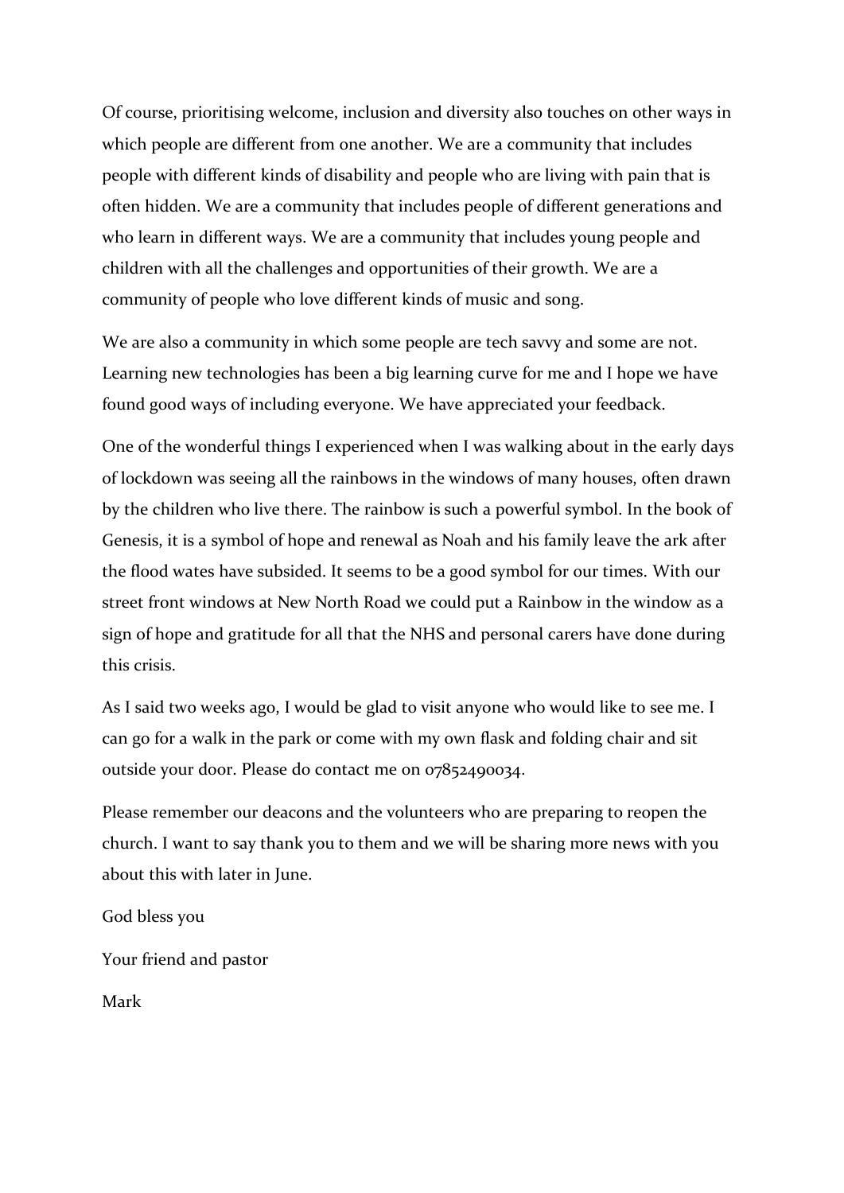Of course, prioritising welcome, inclusion and diversity also touches on other ways in which people are different from one another. We are a community that includes people with different kinds of disability and people who are living with pain that is often hidden. We are a community that includes people of different generations and who learn in different ways. We are a community that includes young people and children with all the challenges and opportunities of their growth. We are a community of people who love different kinds of music and song.

We are also a community in which some people are tech savvy and some are not. Learning new technologies has been a big learning curve for me and I hope we have found good ways of including everyone. We have appreciated your feedback.

One of the wonderful things I experienced when I was walking about in the early days of lockdown was seeing all the rainbows in the windows of many houses, often drawn by the children who live there. The rainbow is such a powerful symbol. In the book of Genesis, it is a symbol of hope and renewal as Noah and his family leave the ark after the flood wates have subsided. It seems to be a good symbol for our times. With our street front windows at New North Road we could put a Rainbow in the window as a sign of hope and gratitude for all that the NHS and personal carers have done during this crisis.

As I said two weeks ago, I would be glad to visit anyone who would like to see me. I can go for a walk in the park or come with my own flask and folding chair and sit outside your door. Please do contact me on 07852490034.

Please remember our deacons and the volunteers who are preparing to reopen the church. I want to say thank you to them and we will be sharing more news with you about this with later in June.

God bless you

Your friend and pastor

Mark